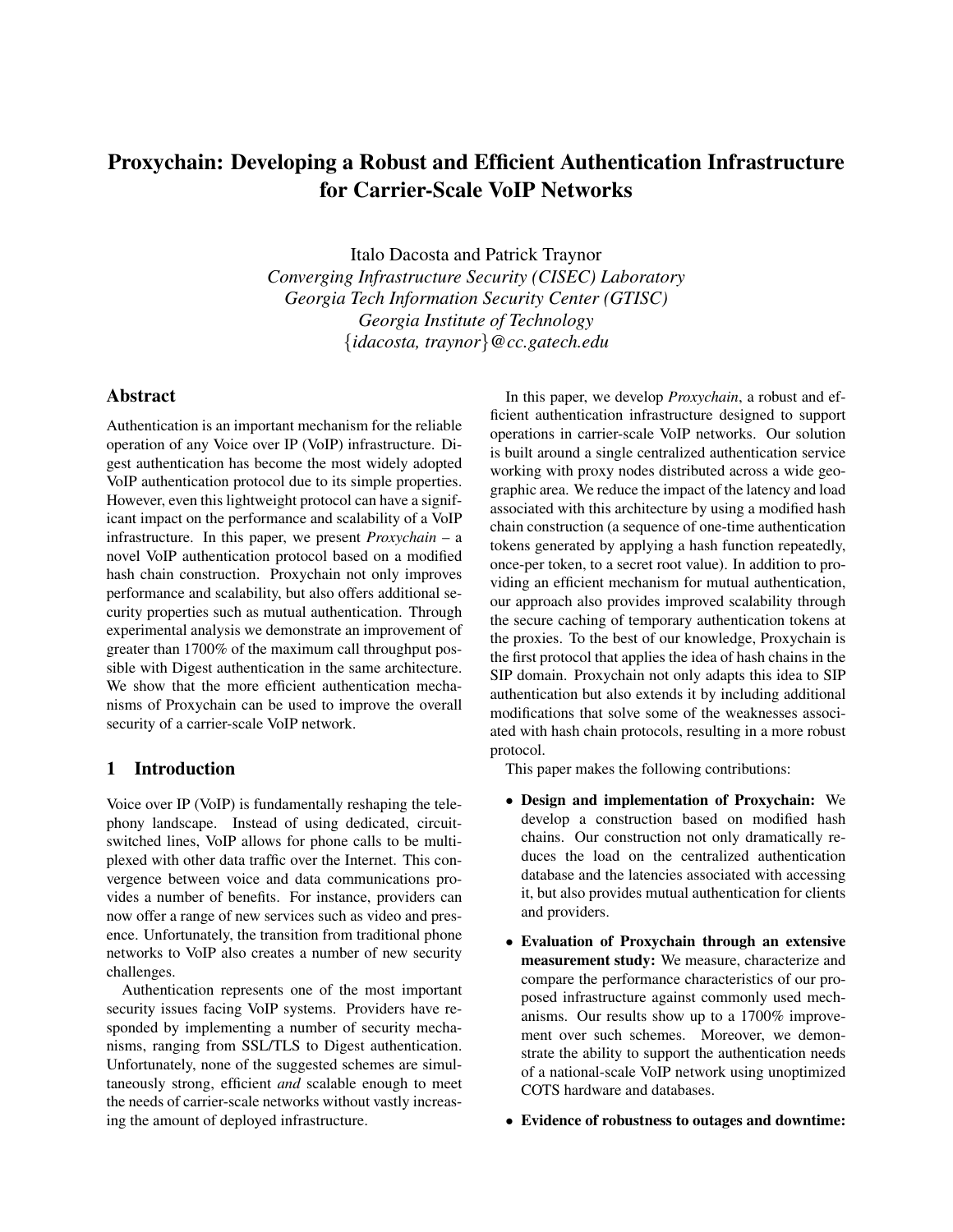# Proxychain: Developing a Robust and Efficient Authentication Infrastructure for Carrier-Scale VoIP Networks

Italo Dacosta and Patrick Traynor
*Converging Infrastructure Security (CISEC) Laboratory*
*Georgia Tech Information Security Center (GTISC)*
*Georgia Institute of Technology*
{*idacosta, traynor*}*@cc.gatech.edu*

## Abstract

Authentication is an important mechanism for the reliable operation of any Voice over IP (VoIP) infrastructure. Digest authentication has become the most widely adopted VoIP authentication protocol due to its simple properties. However, even this lightweight protocol can have a significant impact on the performance and scalability of a VoIP infrastructure. In this paper, we present *Proxychain* – a novel VoIP authentication protocol based on a modified hash chain construction. Proxychain not only improves performance and scalability, but also offers additional security properties such as mutual authentication. Through experimental analysis we demonstrate an improvement of greater than 1700% of the maximum call throughput possible with Digest authentication in the same architecture. We show that the more efficient authentication mechanisms of Proxychain can be used to improve the overall security of a carrier-scale VoIP network.

## 1 Introduction

Voice over IP (VoIP) is fundamentally reshaping the telephony landscape. Instead of using dedicated, circuit-switched lines, VoIP allows for phone calls to be multiplexed with other data traffic over the Internet. This convergence between voice and data communications provides a number of benefits. For instance, providers can now offer a range of new services such as video and presence. Unfortunately, the transition from traditional phone networks to VoIP also creates a number of new security challenges.

Authentication represents one of the most important security issues facing VoIP systems. Providers have responded by implementing a number of security mechanisms, ranging from SSL/TLS to Digest authentication. Unfortunately, none of the suggested schemes are simultaneously strong, efficient *and* scalable enough to meet the needs of carrier-scale networks without vastly increasing the amount of deployed infrastructure.

In this paper, we develop *Proxychain*, a robust and efficient authentication infrastructure designed to support operations in carrier-scale VoIP networks. Our solution is built around a single centralized authentication service working with proxy nodes distributed across a wide geographic area. We reduce the impact of the latency and load associated with this architecture by using a modified hash chain construction (a sequence of one-time authentication tokens generated by applying a hash function repeatedly, once-per token, to a secret root value). In addition to providing an efficient mechanism for mutual authentication, our approach also provides improved scalability through the secure caching of temporary authentication tokens at the proxies. To the best of our knowledge, Proxychain is the first protocol that applies the idea of hash chains in the SIP authentication domain. Proxychain not only adapts this idea to SIP authentication but also extends it by including additional modifications that solve some of the weaknesses associated with hash chain protocols, resulting in a more robust protocol.

This paper makes the following contributions:

- **Design and implementation of Proxychain:** We develop a construction based on modified hash chains. Our construction not only dramatically reduces the load on the centralized authentication database and the latencies associated with accessing it, but also provides mutual authentication for clients and providers.
- **Evaluation of Proxychain through an extensive measurement study:** We measure, characterize and compare the performance characteristics of our proposed infrastructure against commonly used mechanisms. Our results show up to a 1700% improvement over such schemes. Moreover, we demonstrate the ability to support the authentication needs of a national-scale VoIP network using unoptimized COTS hardware and databases.
- **Evidence of robustness to outages and downtime:**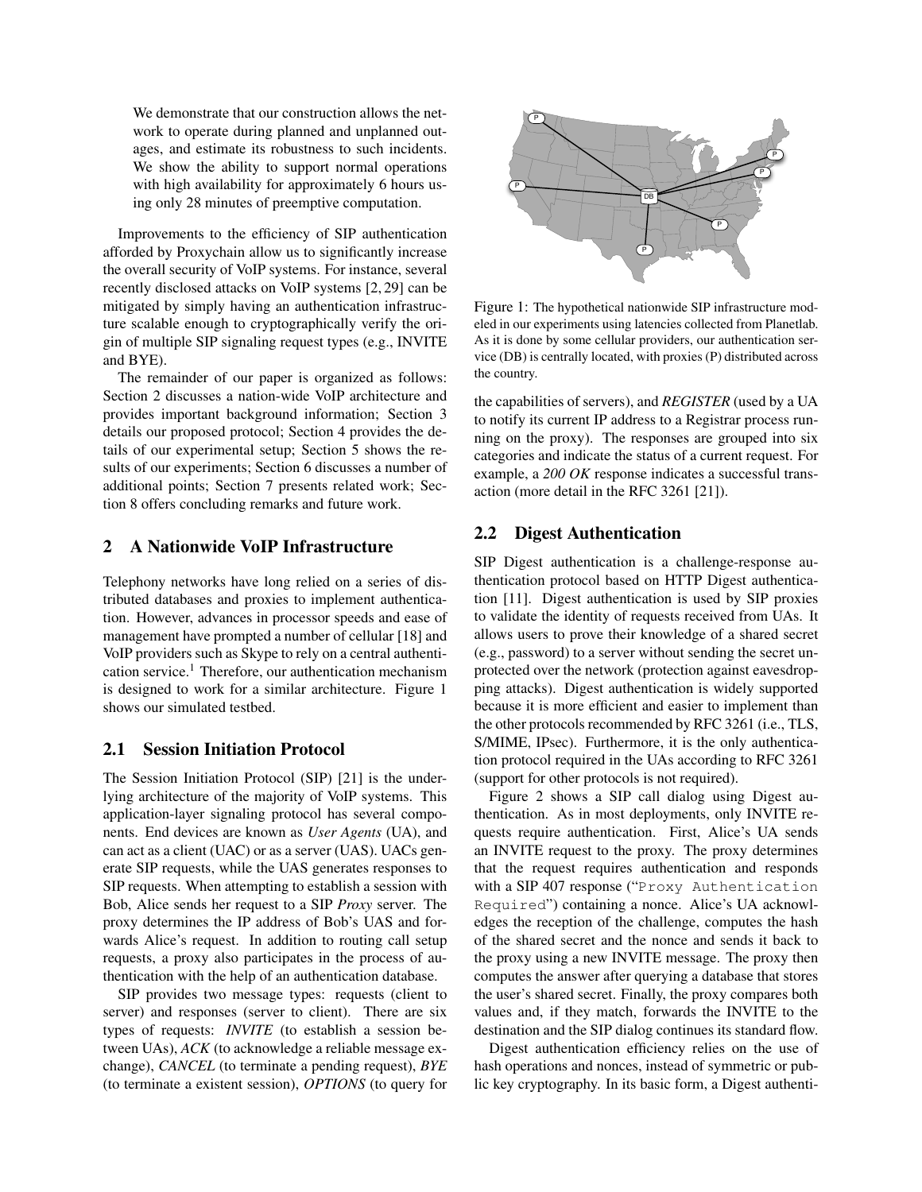We demonstrate that our construction allows the network to operate during planned and unplanned outages, and estimate its robustness to such incidents. We show the ability to support normal operations with high availability for approximately 6 hours using only 28 minutes of preemptive computation.

Improvements to the efficiency of SIP authentication afforded by Proxychain allow us to significantly increase the overall security of VoIP systems. For instance, several recently disclosed attacks on VoIP systems [2, 29] can be mitigated by simply having an authentication infrastructure scalable enough to cryptographically verify the origin of multiple SIP signaling request types (e.g., INVITE and BYE).

The remainder of our paper is organized as follows: Section 2 discusses a nation-wide VoIP architecture and provides important background information; Section 3 details our proposed protocol; Section 4 provides the details of our experimental setup; Section 5 shows the results of our experiments; Section 6 discusses a number of additional points; Section 7 presents related work; Section 8 offers concluding remarks and future work.

## 2 A Nationwide VoIP Infrastructure

Telephony networks have long relied on a series of distributed databases and proxies to implement authentication. However, advances in processor speeds and ease of management have prompted a number of cellular [18] and VoIP providers such as Skype to rely on a central authentication service.[1] Therefore, our authentication mechanism is designed to work for a similar architecture. Figure 1 shows our simulated testbed.

### 2.1 Session Initiation Protocol

The Session Initiation Protocol (SIP) [21] is the underlying architecture of the majority of VoIP systems. This application-layer signaling protocol has several components. End devices are known as *User Agents* (UA), and can act as a client (UAC) or as a server (UAS). UACs generate SIP requests, while the UAS generates responses to SIP requests. When attempting to establish a session with Bob, Alice sends her request to a SIP *Proxy* server. The proxy determines the IP address of Bob's UAS and forwards Alice's request. In addition to routing call setup requests, a proxy also participates in the process of authentication with the help of an authentication database.

SIP provides two message types: requests (client to server) and responses (server to client). There are six types of requests: *INVITE* (to establish a session between UAs), *ACK* (to acknowledge a reliable message exchange), *CANCEL* (to terminate a pending request), *BYE* (to terminate a existent session), *OPTIONS* (to query for the capabilities of servers), and *REGISTER* (used by a UA to notify its current IP address to a Registrar process running on the proxy). The responses are grouped into six categories and indicate the status of a current request. For example, a *200 OK* response indicates a successful transaction (more detail in the RFC 3261 [21]).

Figure 1: The hypothetical nationwide SIP infrastructure modeled in our experiments using latencies collected from Planetlab. As it is done by some cellular providers, our authentication service (DB) is centrally located, with proxies (P) distributed across the country.

### 2.2 Digest Authentication

SIP Digest authentication is a challenge-response authentication protocol based on HTTP Digest authentication [11]. Digest authentication is used by SIP proxies to validate the identity of requests received from UAs. It allows users to prove their knowledge of a shared secret (e.g., password) to a server without sending the secret unprotected over the network (protection against eavesdropping attacks). Digest authentication is widely supported because it is more efficient and easier to implement than the other protocols recommended by RFC 3261 (i.e., TLS, S/MIME, IPsec). Furthermore, it is the only authentication protocol required in the UAs according to RFC 3261 (support for other protocols is not required).

Figure 2 shows a SIP call dialog using Digest authentication. As in most deployments, only INVITE requests require authentication. First, Alice's UA sends an INVITE request to the proxy. The proxy determines that the request requires authentication and responds with a SIP 407 response ("`Proxy Authentication Required`") containing a nonce. Alice's UA acknowledges the reception of the challenge, computes the hash of the shared secret and the nonce and sends it back to the proxy using a new INVITE message. The proxy then computes the answer after querying a database that stores the user's shared secret. Finally, the proxy compares both values and, if they match, forwards the INVITE to the destination and the SIP dialog continues its standard flow.

Digest authentication efficiency relies on the use of hash operations and nonces, instead of symmetric or public key cryptography. In its basic form, a Digest authenti-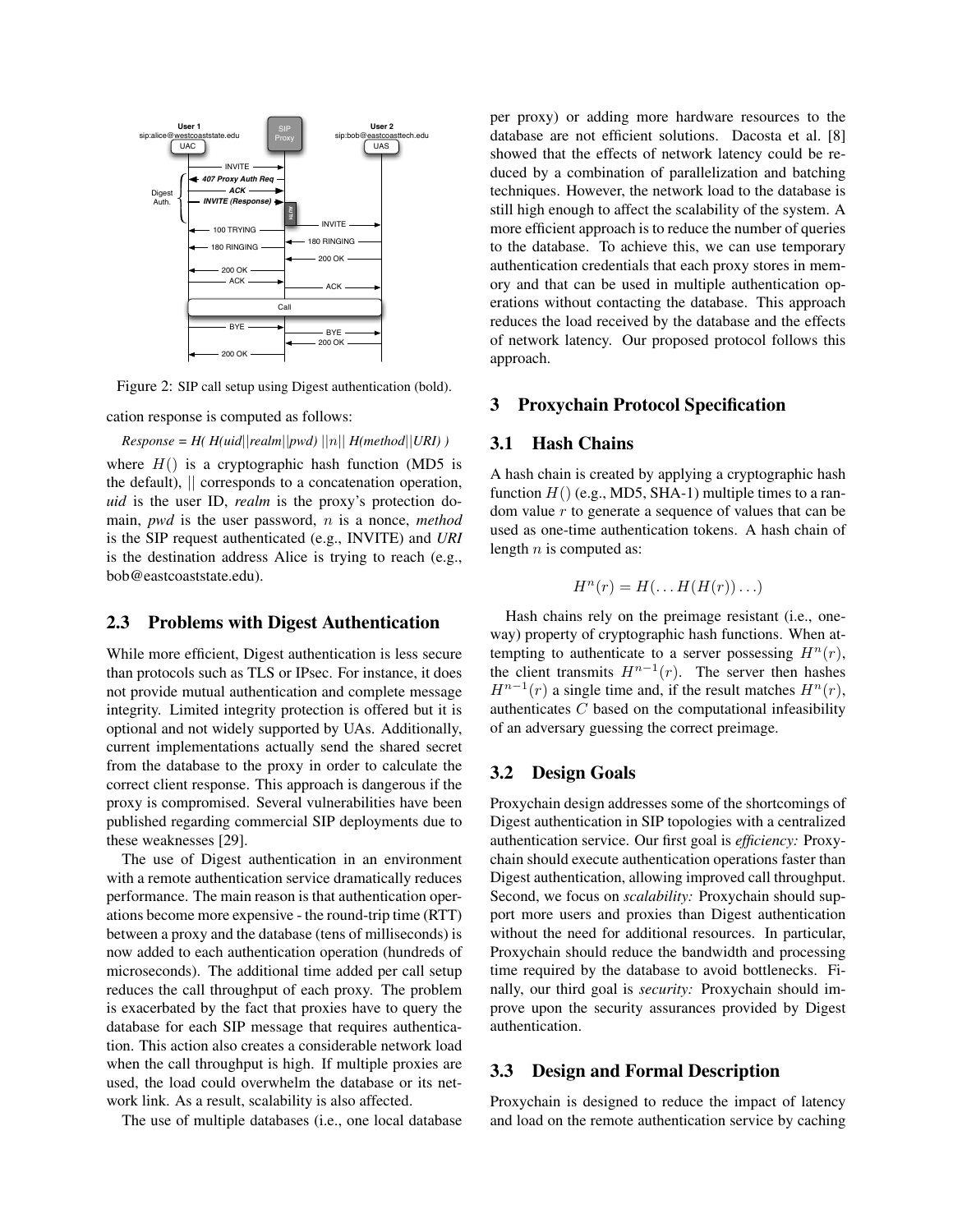Figure 2: SIP call setup using Digest authentication (bold).

cation response is computed as follows:

*Response = H( H(uid||realm||pwd) ||n|| H(method||URI) )*

where $H()$ is a cryptographic hash function (MD5 is the default), $||$ corresponds to a concatenation operation, *uid* is the user ID, *realm* is the proxy's protection domain, *pwd* is the user password, $n$ is a nonce, *method* is the SIP request authenticated (e.g., INVITE) and *URI* is the destination address Alice is trying to reach (e.g., bob@eastcoaststate.edu).

## 2.3 Problems with Digest Authentication

While more efficient, Digest authentication is less secure than protocols such as TLS or IPsec. For instance, it does not provide mutual authentication and complete message integrity. Limited integrity protection is offered but it is optional and not widely supported by UAs. Additionally, current implementations actually send the shared secret from the database to the proxy in order to calculate the correct client response. This approach is dangerous if the proxy is compromised. Several vulnerabilities have been published regarding commercial SIP deployments due to these weaknesses [29].

The use of Digest authentication in an environment with a remote authentication service dramatically reduces performance. The main reason is that authentication operations become more expensive - the round-trip time (RTT) between a proxy and the database (tens of milliseconds) is now added to each authentication operation (hundreds of microseconds). The additional time added per call setup reduces the call throughput of each proxy. The problem is exacerbated by the fact that proxies have to query the database for each SIP message that requires authentication. This action also creates a considerable network load when the call throughput is high. If multiple proxies are used, the load could overwhelm the database or its network link. As a result, scalability is also affected.

The use of multiple databases (i.e., one local database per proxy) or adding more hardware resources to the database are not efficient solutions. Dacosta et al. [8] showed that the effects of network latency could be reduced by a combination of parallelization and batching techniques. However, the network load to the database is still high enough to affect the scalability of the system. A more efficient approach is to reduce the number of queries to the database. To achieve this, we can use temporary authentication credentials that each proxy stores in memory and that can be used in multiple authentication operations without contacting the database. This approach reduces the load received by the database and the effects of network latency. Our proposed protocol follows this approach.

# 3 Proxychain Protocol Specification

## 3.1 Hash Chains

A hash chain is created by applying a cryptographic hash function $H()$ (e.g., MD5, SHA-1) multiple times to a random value $r$ to generate a sequence of values that can be used as one-time authentication tokens. A hash chain of length $n$ is computed as:

$$H^n(r) = H(\ldots H(H(r))\ldots)$$

Hash chains rely on the preimage resistant (i.e., one-way) property of cryptographic hash functions. When attempting to authenticate to a server possessing $H^n(r)$, the client transmits $H^{n-1}(r)$. The server then hashes $H^{n-1}(r)$ a single time and, if the result matches $H^n(r)$, authenticates $C$ based on the computational infeasibility of an adversary guessing the correct preimage.

## 3.2 Design Goals

Proxychain design addresses some of the shortcomings of Digest authentication in SIP topologies with a centralized authentication service. Our first goal is *efficiency:* Proxychain should execute authentication operations faster than Digest authentication, allowing improved call throughput. Second, we focus on *scalability:* Proxychain should support more users and proxies than Digest authentication without the need for additional resources. In particular, Proxychain should reduce the bandwidth and processing time required by the database to avoid bottlenecks. Finally, our third goal is *security:* Proxychain should improve upon the security assurances provided by Digest authentication.

## 3.3 Design and Formal Description

Proxychain is designed to reduce the impact of latency and load on the remote authentication service by caching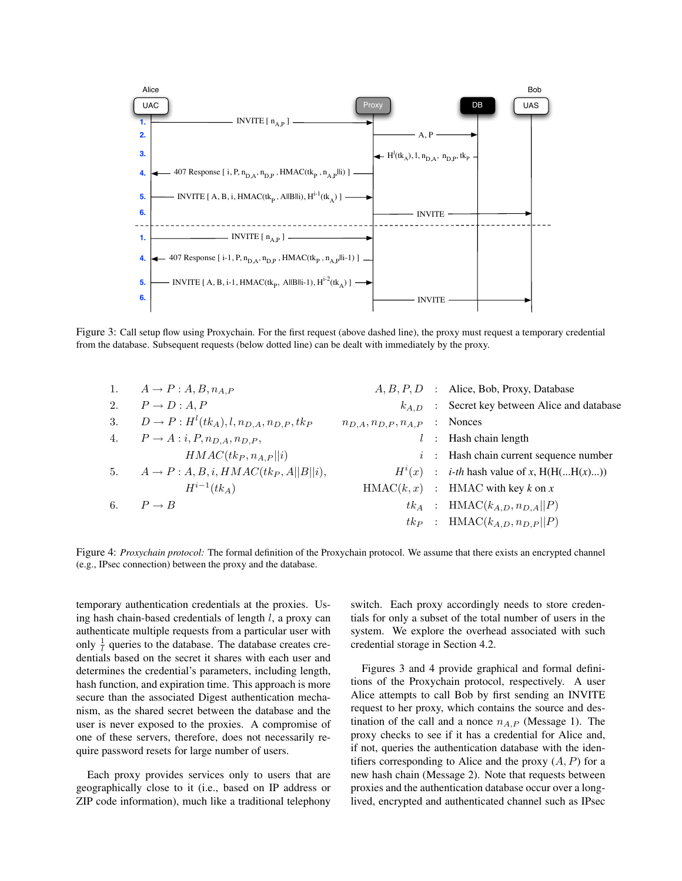Figure 3: Call setup flow using Proxychain. For the first request (above dashed line), the proxy must request a temporary credential from the database. Subsequent requests (below dotted line) can be dealt with immediately by the proxy.

1. $A \rightarrow P : A, B, n_{A,P}$
2. $P \rightarrow D : A, P$
3. $D \rightarrow P : H^l(tk_A), l, n_{D,A}, n_{D,P}, tk_P$
4. $P \rightarrow A : i, P, n_{D,A}, n_{D,P}, HMAC(tk_P, n_{A,P}||i)$
5. $A \rightarrow P : A, B, i, HMAC(tk_P, A||B||i), H^{i-1}(tk_A)$
6. $P \rightarrow B$

| | | |
|---|---|---|
| $A, B, P, D$ | : | Alice, Bob, Proxy, Database |
| $k_{A,D}$ | : | Secret key between Alice and database |
| $n_{D,A}, n_{D,P}, n_{A,P}$ | : | Nonces |
| $l$ | : | Hash chain length |
| $i$ | : | Hash chain current sequence number |
| $H^i(x)$ | : | *i-th* hash value of *x*, H(H(...H(*x*)...)) |
| HMAC$(k, x)$ | : | HMAC with key *k* on *x* |
| $tk_A$ | : | HMAC$(k_{A,D}, n_{D,A}\|\|P)$ |
| $tk_P$ | : | HMAC$(k_{A,D}, n_{D,P}\|\|P)$ |

Figure 4: *Proxychain protocol:* The formal definition of the Proxychain protocol. We assume that there exists an encrypted channel (e.g., IPsec connection) between the proxy and the database.

temporary authentication credentials at the proxies. Using hash chain-based credentials of length $l$, a proxy can authenticate multiple requests from a particular user with only $\frac{1}{l}$ queries to the database. The database creates credentials based on the secret it shares with each user and determines the credential's parameters, including length, hash function, and expiration time. This approach is more secure than the associated Digest authentication mechanism, as the shared secret between the database and the user is never exposed to the proxies. A compromise of one of these servers, therefore, does not necessarily require password resets for large number of users.

Each proxy provides services only to users that are geographically close to it (i.e., based on IP address or ZIP code information), much like a traditional telephony switch. Each proxy accordingly needs to store credentials for only a subset of the total number of users in the system. We explore the overhead associated with such credential storage in Section 4.2.

Figures 3 and 4 provide graphical and formal definitions of the Proxychain protocol, respectively. A user Alice attempts to call Bob by first sending an INVITE request to her proxy, which contains the source and destination of the call and a nonce $n_{A,P}$ (Message 1). The proxy checks to see if it has a credential for Alice and, if not, queries the authentication database with the identifiers corresponding to Alice and the proxy $(A, P)$ for a new hash chain (Message 2). Note that requests between proxies and the authentication database occur over a long-lived, encrypted and authenticated channel such as IPsec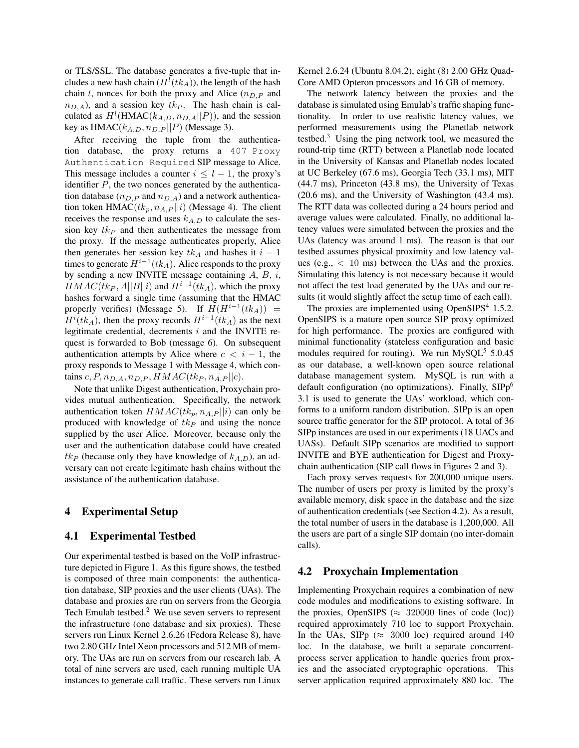or TLS/SSL. The database generates a five-tuple that includes a new hash chain ($H^l(tk_A)$), the length of the hash chain $l$, nonces for both the proxy and Alice ($n_{D,P}$ and $n_{D,A}$), and a session key $tk_P$. The hash chain is calculated as $H^l(\text{HMAC}(k_{A,D}, n_{D,A}||P))$, and the session key as $\text{HMAC}(k_{A,D}, n_{D,P}||P)$ (Message 3).

After receiving the tuple from the authentication database, the proxy returns a `407 Proxy Authentication Required` SIP message to Alice. This message includes a counter $i \leq l - 1$, the proxy's identifier $P$, the two nonces generated by the authentication database ($n_{D,P}$ and $n_{D,A}$) and a network authentication token $\text{HMAC}(tk_p, n_{A,P}||i)$ (Message 4). The client receives the response and uses $k_{A,D}$ to calculate the session key $tk_P$ and then authenticates the message from the proxy. If the message authenticates properly, Alice then generates her session key $tk_A$ and hashes it $i - 1$ times to generate $H^{i-1}(tk_A)$. Alice responds to the proxy by sending a new INVITE message containing $A$, $B$, $i$, $HMAC(tk_P, A||B||i)$ and $H^{i-1}(tk_A)$, which the proxy hashes forward a single time (assuming that the HMAC properly verifies) (Message 5). If $H(H^{i-1}(tk_A)) = H^i(tk_A)$, then the proxy records $H^{i-1}(tk_A)$ as the next legitimate credential, decrements $i$ and the INVITE request is forwarded to Bob (message 6). On subsequent authentication attempts by Alice where $c < i - 1$, the proxy responds to Message 1 with Message 4, which contains $c, P, n_{D,A}, n_{D,P}, HMAC(tk_P, n_{A,P}||c)$.

Note that unlike Digest authentication, Proxychain provides mutual authentication. Specifically, the network authentication token $HMAC(tk_p, n_{A,P}||i)$ can only be produced with knowledge of $tk_P$ and using the nonce supplied by the user Alice. Moreover, because only the user and the authentication database could have created $tk_P$ (because only they have knowledge of $k_{A,D}$), an adversary can not create legitimate hash chains without the assistance of the authentication database.

## 4 Experimental Setup

### 4.1 Experimental Testbed

Our experimental testbed is based on the VoIP infrastructure depicted in Figure 1. As this figure shows, the testbed is composed of three main components: the authentication database, SIP proxies and the user clients (UAs). The database and proxies are run on servers from the Georgia Tech Emulab testbed.[2] We use seven servers to represent the infrastructure (one database and six proxies). These servers run Linux Kernel 2.6.26 (Fedora Release 8), have two 2.80 GHz Intel Xeon processors and 512 MB of memory. The UAs are run on servers from our research lab. A total of nine servers are used, each running multiple UA instances to generate call traffic. These servers run Linux Kernel 2.6.24 (Ubuntu 8.04.2), eight (8) 2.00 GHz Quad-Core AMD Opteron processors and 16 GB of memory.

The network latency between the proxies and the database is simulated using Emulab's traffic shaping functionality. In order to use realistic latency values, we performed measurements using the Planetlab network testbed.[3] Using the ping network tool, we measured the round-trip time (RTT) between a Planetlab node located in the University of Kansas and Planetlab nodes located at UC Berkeley (67.6 ms), Georgia Tech (33.1 ms), MIT (44.7 ms), Princeton (43.8 ms), the University of Texas (20.6 ms), and the University of Washington (43.4 ms). The RTT data was collected during a 24 hours period and average values were calculated. Finally, no additional latency values were simulated between the proxies and the UAs (latency was around 1 ms). The reason is that our testbed assumes physical proximity and low latency values (e.g., $< 10$ ms) between the UAs and the proxies. Simulating this latency is not necessary because it would not affect the test load generated by the UAs and our results (it would slightly affect the setup time of each call).

The proxies are implemented using OpenSIPS[4] 1.5.2. OpenSIPS is a mature open source SIP proxy optimized for high performance. The proxies are configured with minimal functionality (stateless configuration and basic modules required for routing). We run MySQL[5] 5.0.45 as our database, a well-known open source relational database management system. MySQL is run with a default configuration (no optimizations). Finally, SIPp[6] 3.1 is used to generate the UAs' workload, which conforms to a uniform random distribution. SIPp is an open source traffic generator for the SIP protocol. A total of 36 SIPp instances are used in our experiments (18 UACs and UASs). Default SIPp scenarios are modified to support INVITE and BYE authentication for Digest and Proxychain authentication (SIP call flows in Figures 2 and 3).

Each proxy serves requests for 200,000 unique users. The number of users per proxy is limited by the proxy's available memory, disk space in the database and the size of authentication credentials (see Section 4.2). As a result, the total number of users in the database is 1,200,000. All the users are part of a single SIP domain (no inter-domain calls).

### 4.2 Proxychain Implementation

Implementing Proxychain requires a combination of new code modules and modifications to existing software. In the proxies, OpenSIPS ($\approx$ 320000 lines of code (loc)) required approximately 710 loc to support Proxychain. In the UAs, SIPp ($\approx$ 3000 loc) required around 140 loc. In the database, we built a separate concurrent-process server application to handle queries from proxies and the associated cryptographic operations. This server application required approximately 880 loc. The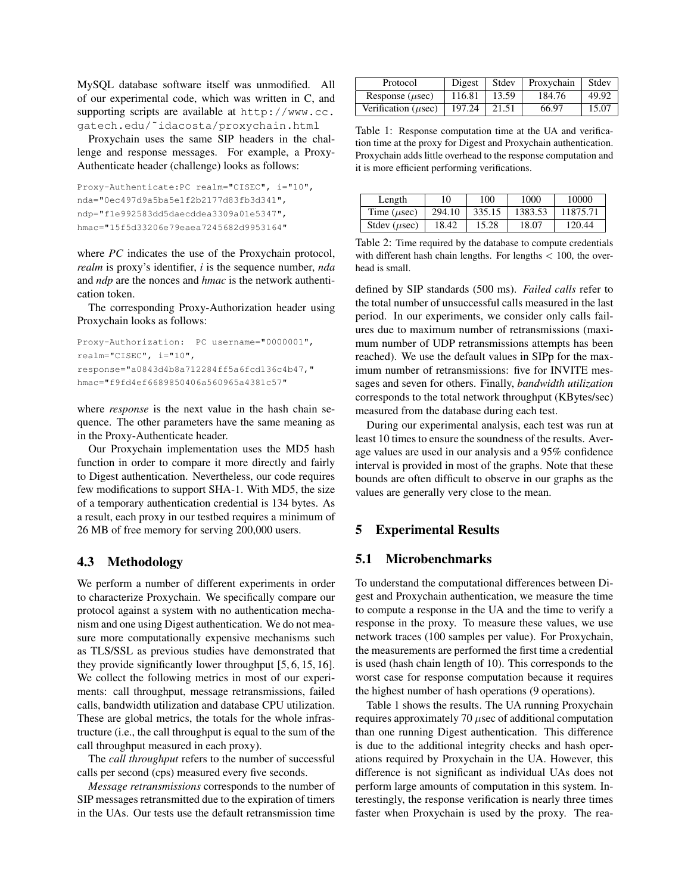MySQL database software itself was unmodified. All of our experimental code, which was written in C, and supporting scripts are available at http://www.cc.gatech.edu/~idacosta/proxychain.html

Proxychain uses the same SIP headers in the challenge and response messages. For example, a Proxy-Authenticate header (challenge) looks as follows:

```
Proxy-Authenticate:PC realm="CISEC", i="10",
nda="0ec497d9a5ba5e1f2b2177d83fb3d341",
ndp="f1e992583dd5daecddea3309a01e5347",
hmac="15f5d33206e79eaea7245682d9953164"
```

where *PC* indicates the use of the Proxychain protocol, *realm* is proxy's identifier, *i* is the sequence number, *nda* and *ndp* are the nonces and *hmac* is the network authentication token.

The corresponding Proxy-Authorization header using Proxychain looks as follows:

```
Proxy-Authorization:  PC username="0000001",
realm="CISEC", i="10",
response="a0843d4b8a712284ff5a6fcd136c4b47,"
hmac="f9fd4ef6689850406a560965a4381c57"
```

where *response* is the next value in the hash chain sequence. The other parameters have the same meaning as in the Proxy-Authenticate header.

Our Proxychain implementation uses the MD5 hash function in order to compare it more directly and fairly to Digest authentication. Nevertheless, our code requires few modifications to support SHA-1. With MD5, the size of a temporary authentication credential is 134 bytes. As a result, each proxy in our testbed requires a minimum of 26 MB of free memory for serving 200,000 users.

### 4.3 Methodology

We perform a number of different experiments in order to characterize Proxychain. We specifically compare our protocol against a system with no authentication mechanism and one using Digest authentication. We do not measure more computationally expensive mechanisms such as TLS/SSL as previous studies have demonstrated that they provide significantly lower throughput [5, 6, 15, 16]. We collect the following metrics in most of our experiments: call throughput, message retransmissions, failed calls, bandwidth utilization and database CPU utilization. These are global metrics, the totals for the whole infrastructure (i.e., the call throughput is equal to the sum of the call throughput measured in each proxy).

The *call throughput* refers to the number of successful calls per second (cps) measured every five seconds.

*Message retransmissions* corresponds to the number of SIP messages retransmitted due to the expiration of timers in the UAs. Our tests use the default retransmission time defined by SIP standards (500 ms). *Failed calls* refer to the total number of unsuccessful calls measured in the last period. In our experiments, we consider only calls failures due to maximum number of retransmissions (maximum number of UDP retransmissions attempts has been reached). We use the default values in SIPp for the maximum number of retransmissions: five for INVITE messages and seven for others. Finally, *bandwidth utilization* corresponds to the total network throughput (KBytes/sec) measured from the database during each test.

During our experimental analysis, each test was run at least 10 times to ensure the soundness of the results. Average values are used in our analysis and a 95% confidence interval is provided in most of the graphs. Note that these bounds are often difficult to observe in our graphs as the values are generally very close to the mean.

| Protocol | Digest | Stdev | Proxychain | Stdev |
|---|---|---|---|---|
| Response ($\mu$sec) | 116.81 | 13.59 | 184.76 | 49.92 |
| Verification ($\mu$sec) | 197.24 | 21.51 | 66.97 | 15.07 |

Table 1: Response computation time at the UA and verification time at the proxy for Digest and Proxychain authentication. Proxychain adds little overhead to the response computation and it is more efficient performing verifications.

| Length | 10 | 100 | 1000 | 10000 |
|---|---|---|---|---|
| Time ($\mu$sec) | 294.10 | 335.15 | 1383.53 | 11875.71 |
| Stdev ($\mu$sec) | 18.42 | 15.28 | 18.07 | 120.44 |

Table 2: Time required by the database to compute credentials with different hash chain lengths. For lengths $< 100$, the overhead is small.

## 5 Experimental Results

### 5.1 Microbenchmarks

To understand the computational differences between Digest and Proxychain authentication, we measure the time to compute a response in the UA and the time to verify a response in the proxy. To measure these values, we use network traces (100 samples per value). For Proxychain, the measurements are performed the first time a credential is used (hash chain length of 10). This corresponds to the worst case for response computation because it requires the highest number of hash operations (9 operations).

Table 1 shows the results. The UA running Proxychain requires approximately 70 $\mu$sec of additional computation than one running Digest authentication. This difference is due to the additional integrity checks and hash operations required by Proxychain in the UA. However, this difference is not significant as individual UAs does not perform large amounts of computation in this system. Interestingly, the response verification is nearly three times faster when Proxychain is used by the proxy. The rea-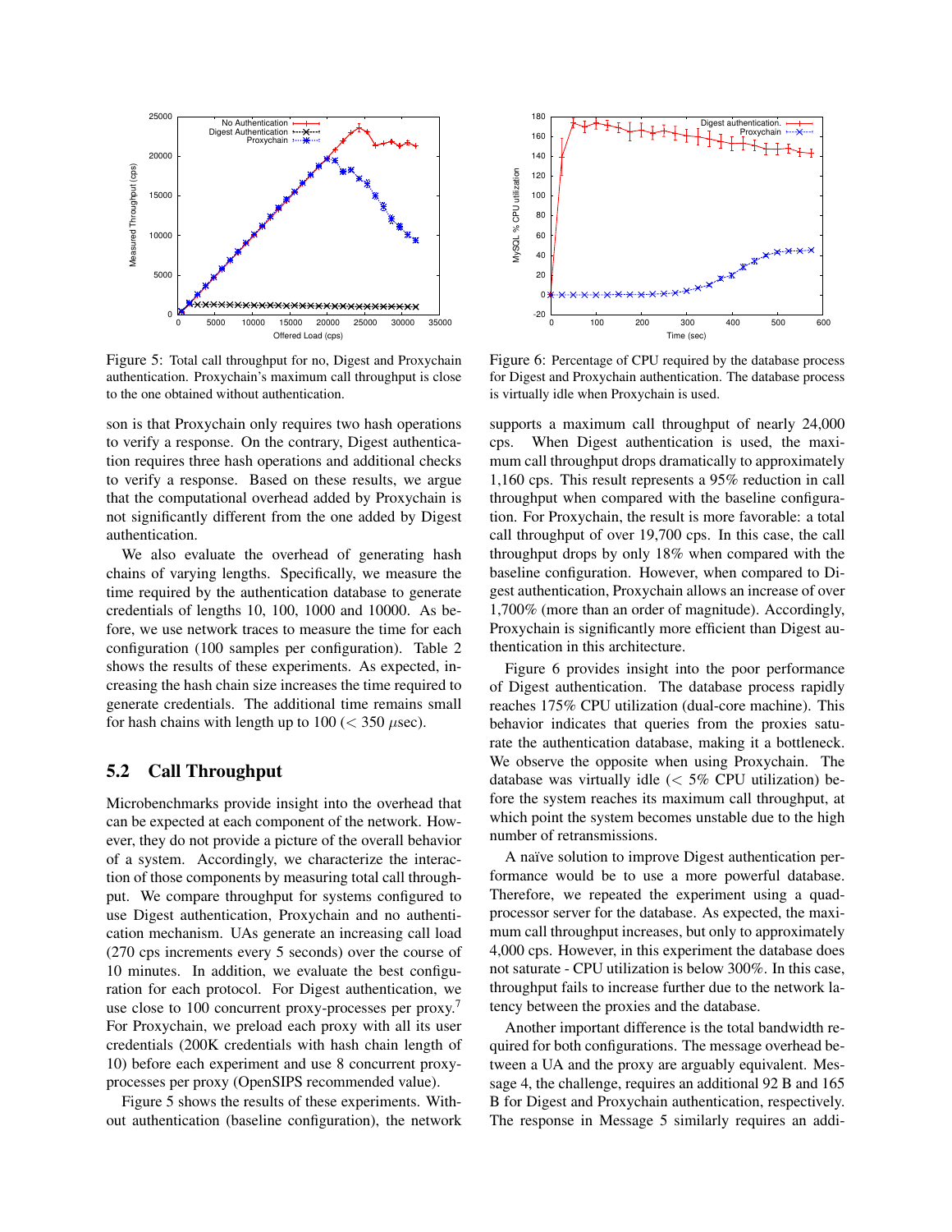Figure 5: Total call throughput for no, Digest and Proxychain authentication. Proxychain's maximum call throughput is close to the one obtained without authentication.

Figure 6: Percentage of CPU required by the database process for Digest and Proxychain authentication. The database process is virtually idle when Proxychain is used.

son is that Proxychain only requires two hash operations to verify a response. On the contrary, Digest authentication requires three hash operations and additional checks to verify a response. Based on these results, we argue that the computational overhead added by Proxychain is not significantly different from the one added by Digest authentication.

We also evaluate the overhead of generating hash chains of varying lengths. Specifically, we measure the time required by the authentication database to generate credentials of lengths 10, 100, 1000 and 10000. As before, we use network traces to measure the time for each configuration (100 samples per configuration). Table 2 shows the results of these experiments. As expected, increasing the hash chain size increases the time required to generate credentials. The additional time remains small for hash chains with length up to 100 ($< 350$ $\mu$sec).

## 5.2 Call Throughput

Microbenchmarks provide insight into the overhead that can be expected at each component of the network. However, they do not provide a picture of the overall behavior of a system. Accordingly, we characterize the interaction of those components by measuring total call throughput. We compare throughput for systems configured to use Digest authentication, Proxychain and no authentication mechanism. UAs generate an increasing call load (270 cps increments every 5 seconds) over the course of 10 minutes. In addition, we evaluate the best configuration for each protocol. For Digest authentication, we use close to 100 concurrent proxy-processes per proxy.[7] For Proxychain, we preload each proxy with all its user credentials (200K credentials with hash chain length of 10) before each experiment and use 8 concurrent proxy-processes per proxy (OpenSIPS recommended value).

Figure 5 shows the results of these experiments. Without authentication (baseline configuration), the network supports a maximum call throughput of nearly 24,000 cps. When Digest authentication is used, the maximum call throughput drops dramatically to approximately 1,160 cps. This result represents a 95% reduction in call throughput when compared with the baseline configuration. For Proxychain, the result is more favorable: a total call throughput of over 19,700 cps. In this case, the call throughput drops by only 18% when compared with the baseline configuration. However, when compared to Digest authentication, Proxychain allows an increase of over 1,700% (more than an order of magnitude). Accordingly, Proxychain is significantly more efficient than Digest authentication in this architecture.

Figure 6 provides insight into the poor performance of Digest authentication. The database process rapidly reaches 175% CPU utilization (dual-core machine). This behavior indicates that queries from the proxies saturate the authentication database, making it a bottleneck. We observe the opposite when using Proxychain. The database was virtually idle ($<$ 5% CPU utilization) before the system reaches its maximum call throughput, at which point the system becomes unstable due to the high number of retransmissions.

A naïve solution to improve Digest authentication performance would be to use a more powerful database. Therefore, we repeated the experiment using a quad-processor server for the database. As expected, the maximum call throughput increases, but only to approximately 4,000 cps. However, in this experiment the database does not saturate - CPU utilization is below 300%. In this case, throughput fails to increase further due to the network latency between the proxies and the database.

Another important difference is the total bandwidth required for both configurations. The message overhead between a UA and the proxy are arguably equivalent. Message 4, the challenge, requires an additional 92 B and 165 B for Digest and Proxychain authentication, respectively. The response in Message 5 similarly requires an addi-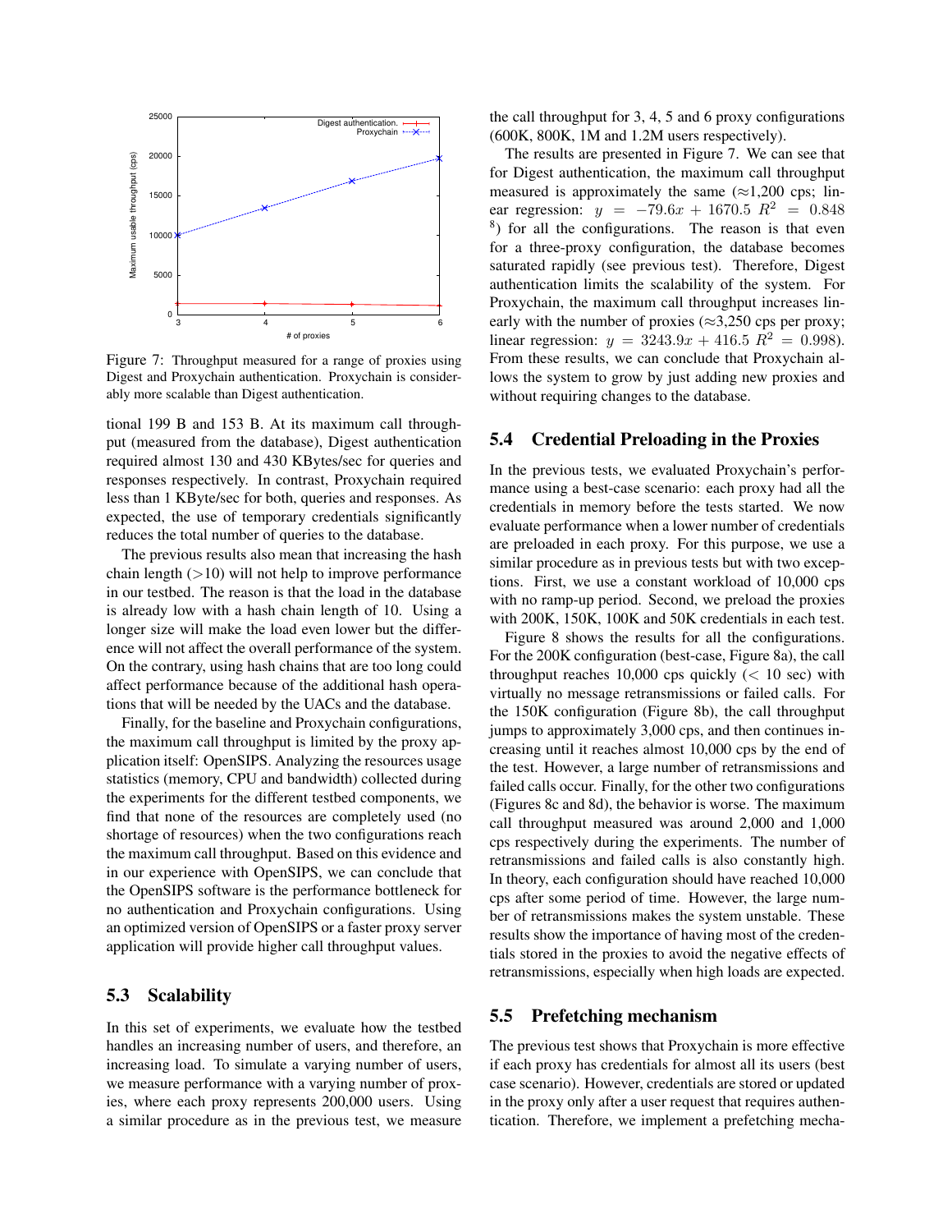Figure 7: Throughput measured for a range of proxies using Digest and Proxychain authentication. Proxychain is considerably more scalable than Digest authentication.

tional 199 B and 153 B. At its maximum call throughput (measured from the database), Digest authentication required almost 130 and 430 KBytes/sec for queries and responses respectively. In contrast, Proxychain required less than 1 KByte/sec for both, queries and responses. As expected, the use of temporary credentials significantly reduces the total number of queries to the database.

The previous results also mean that increasing the hash chain length ($>$10) will not help to improve performance in our testbed. The reason is that the load in the database is already low with a hash chain length of 10. Using a longer size will make the load even lower but the difference will not affect the overall performance of the system. On the contrary, using hash chains that are too long could affect performance because of the additional hash operations that will be needed by the UACs and the database.

Finally, for the baseline and Proxychain configurations, the maximum call throughput is limited by the proxy application itself: OpenSIPS. Analyzing the resources usage statistics (memory, CPU and bandwidth) collected during the experiments for the different testbed components, we find that none of the resources are completely used (no shortage of resources) when the two configurations reach the maximum call throughput. Based on this evidence and in our experience with OpenSIPS, we can conclude that the OpenSIPS software is the performance bottleneck for no authentication and Proxychain configurations. Using an optimized version of OpenSIPS or a faster proxy server application will provide higher call throughput values.

## 5.3 Scalability

In this set of experiments, we evaluate how the testbed handles an increasing number of users, and therefore, an increasing load. To simulate a varying number of users, we measure performance with a varying number of proxies, where each proxy represents 200,000 users. Using a similar procedure as in the previous test, we measure the call throughput for 3, 4, 5 and 6 proxy configurations (600K, 800K, 1M and 1.2M users respectively).

The results are presented in Figure 7. We can see that for Digest authentication, the maximum call throughput measured is approximately the same ($\approx$1,200 cps; linear regression: $y = -79.6x + 1670.5$ $R^2 = 0.848$ [8]) for all the configurations. The reason is that even for a three-proxy configuration, the database becomes saturated rapidly (see previous test). Therefore, Digest authentication limits the scalability of the system. For Proxychain, the maximum call throughput increases linearly with the number of proxies ($\approx$3,250 cps per proxy; linear regression: $y = 3243.9x + 416.5$ $R^2 = 0.998$). From these results, we can conclude that Proxychain allows the system to grow by just adding new proxies and without requiring changes to the database.

## 5.4 Credential Preloading in the Proxies

In the previous tests, we evaluated Proxychain's performance using a best-case scenario: each proxy had all the credentials in memory before the tests started. We now evaluate performance when a lower number of credentials are preloaded in each proxy. For this purpose, we use a similar procedure as in previous tests but with two exceptions. First, we use a constant workload of 10,000 cps with no ramp-up period. Second, we preload the proxies with 200K, 150K, 100K and 50K credentials in each test.

Figure 8 shows the results for all the configurations. For the 200K configuration (best-case, Figure 8a), the call throughput reaches 10,000 cps quickly ($<$ 10 sec) with virtually no message retransmissions or failed calls. For the 150K configuration (Figure 8b), the call throughput jumps to approximately 3,000 cps, and then continues increasing until it reaches almost 10,000 cps by the end of the test. However, a large number of retransmissions and failed calls occur. Finally, for the other two configurations (Figures 8c and 8d), the behavior is worse. The maximum call throughput measured was around 2,000 and 1,000 cps respectively during the experiments. The number of retransmissions and failed calls is also constantly high. In theory, each configuration should have reached 10,000 cps after some period of time. However, the large number of retransmissions makes the system unstable. These results show the importance of having most of the credentials stored in the proxies to avoid the negative effects of retransmissions, especially when high loads are expected.

## 5.5 Prefetching mechanism

The previous test shows that Proxychain is more effective if each proxy has credentials for almost all its users (best case scenario). However, credentials are stored or updated in the proxy only after a user request that requires authentication. Therefore, we implement a prefetching mecha-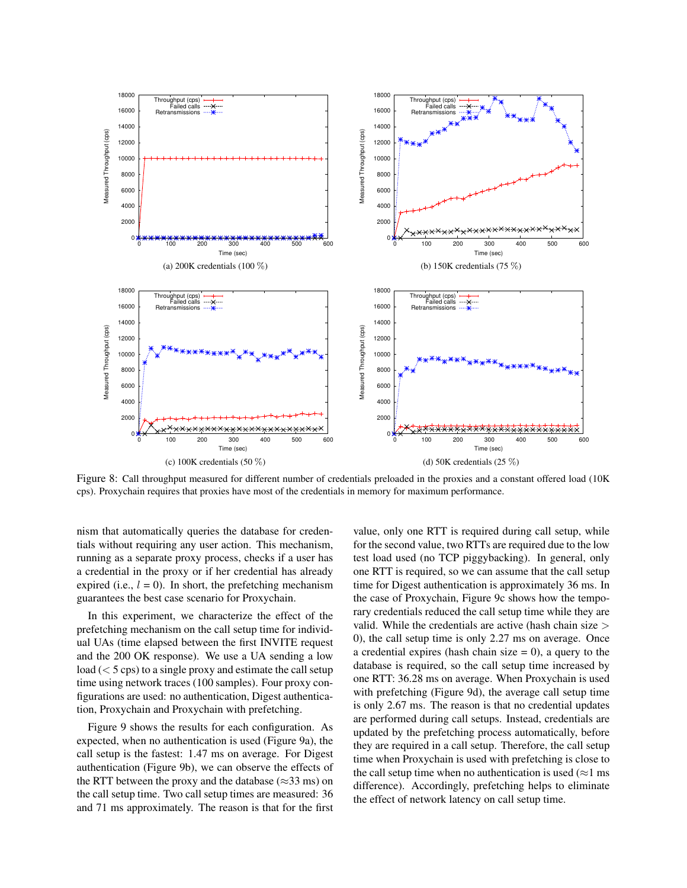(a) 200K credentials (100 %)

(b) 150K credentials (75 %)

(c) 100K credentials (50 %)

(d) 50K credentials (25 %)

Figure 8: Call throughput measured for different number of credentials preloaded in the proxies and a constant offered load (10K cps). Proxychain requires that proxies have most of the credentials in memory for maximum performance.

nism that automatically queries the database for credentials without requiring any user action. This mechanism, running as a separate proxy process, checks if a user has a credential in the proxy or if her credential has already expired (i.e., $l = 0$). In short, the prefetching mechanism guarantees the best case scenario for Proxychain.

In this experiment, we characterize the effect of the prefetching mechanism on the call setup time for individual UAs (time elapsed between the first INVITE request and the 200 OK response). We use a UA sending a low load ($< 5$ cps) to a single proxy and estimate the call setup time using network traces (100 samples). Four proxy configurations are used: no authentication, Digest authentication, Proxychain and Proxychain with prefetching.

Figure 9 shows the results for each configuration. As expected, when no authentication is used (Figure 9a), the call setup is the fastest: 1.47 ms on average. For Digest authentication (Figure 9b), we can observe the effects of the RTT between the proxy and the database ($\approx$33 ms) on the call setup time. Two call setup times are measured: 36 and 71 ms approximately. The reason is that for the first value, only one RTT is required during call setup, while for the second value, two RTTs are required due to the low test load used (no TCP piggybacking). In general, only one RTT is required, so we can assume that the call setup time for Digest authentication is approximately 36 ms. In the case of Proxychain, Figure 9c shows how the temporary credentials reduced the call setup time while they are valid. While the credentials are active (hash chain size $>$ 0), the call setup time is only 2.27 ms on average. Once a credential expires (hash chain size = 0), a query to the database is required, so the call setup time increased by one RTT: 36.28 ms on average. When Proxychain is used with prefetching (Figure 9d), the average call setup time is only 2.67 ms. The reason is that no credential updates are performed during call setups. Instead, credentials are updated by the prefetching process automatically, before they are required in a call setup. Therefore, the call setup time when Proxychain is used with prefetching is close to the call setup time when no authentication is used ($\approx$1 ms difference). Accordingly, prefetching helps to eliminate the effect of network latency on call setup time.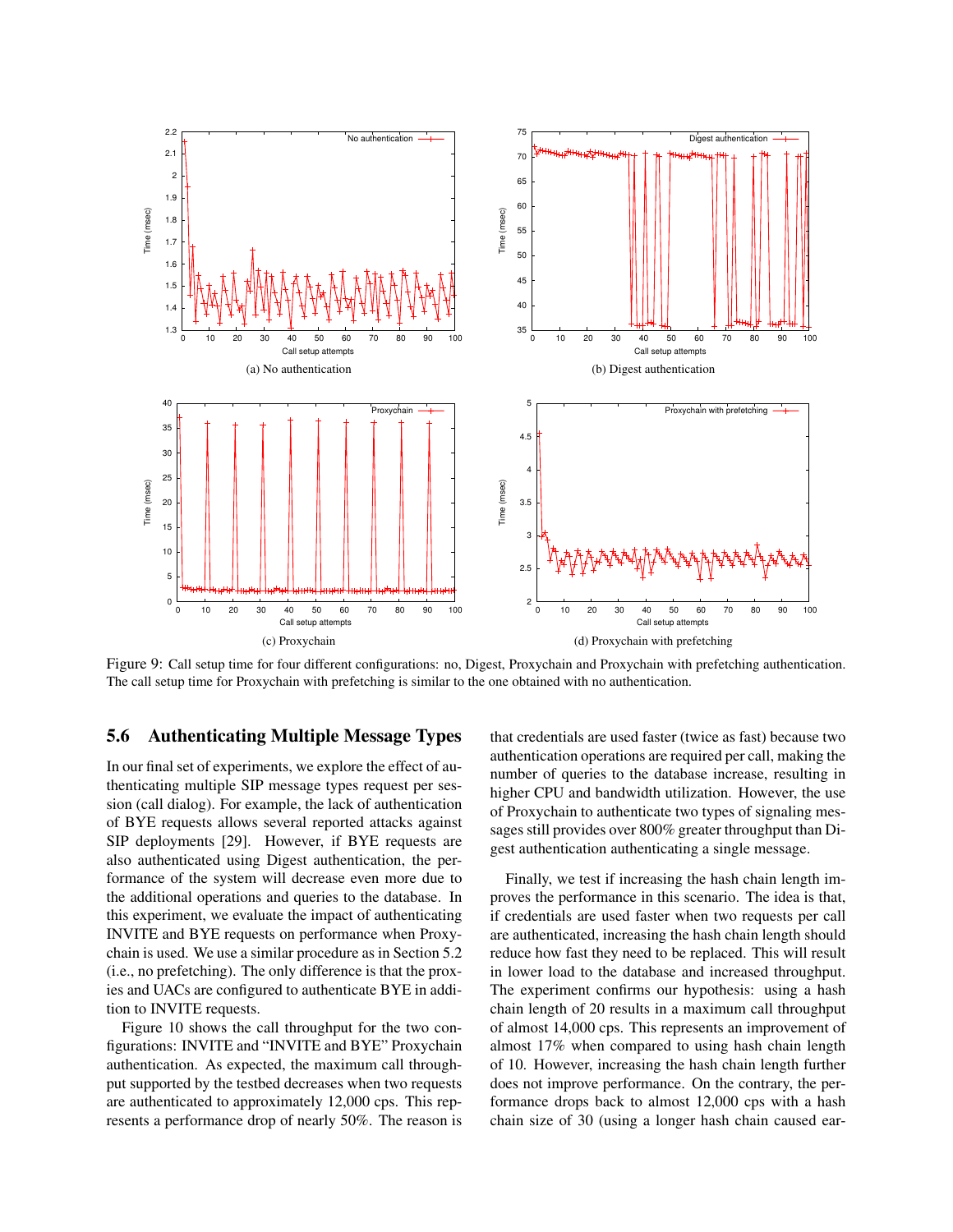(a) No authentication

(b) Digest authentication

(c) Proxychain

(d) Proxychain with prefetching

Figure 9: Call setup time for four different configurations: no, Digest, Proxychain and Proxychain with prefetching authentication. The call setup time for Proxychain with prefetching is similar to the one obtained with no authentication.

### 5.6 Authenticating Multiple Message Types

In our final set of experiments, we explore the effect of authenticating multiple SIP message types request per session (call dialog). For example, the lack of authentication of BYE requests allows several reported attacks against SIP deployments [29]. However, if BYE requests are also authenticated using Digest authentication, the performance of the system will decrease even more due to the additional operations and queries to the database. In this experiment, we evaluate the impact of authenticating INVITE and BYE requests on performance when Proxychain is used. We use a similar procedure as in Section 5.2 (i.e., no prefetching). The only difference is that the proxies and UACs are configured to authenticate BYE in addition to INVITE requests.

Figure 10 shows the call throughput for the two configurations: INVITE and "INVITE and BYE" Proxychain authentication. As expected, the maximum call throughput supported by the testbed decreases when two requests are authenticated to approximately 12,000 cps. This represents a performance drop of nearly 50%. The reason is that credentials are used faster (twice as fast) because two authentication operations are required per call, making the number of queries to the database increase, resulting in higher CPU and bandwidth utilization. However, the use of Proxychain to authenticate two types of signaling messages still provides over 800% greater throughput than Digest authentication authenticating a single message.

Finally, we test if increasing the hash chain length improves the performance in this scenario. The idea is that, if credentials are used faster when two requests per call are authenticated, increasing the hash chain length should reduce how fast they need to be replaced. This will result in lower load to the database and increased throughput. The experiment confirms our hypothesis: using a hash chain length of 20 results in a maximum call throughput of almost 14,000 cps. This represents an improvement of almost 17% when compared to using hash chain length of 10. However, increasing the hash chain length further does not improve performance. On the contrary, the performance drops back to almost 12,000 cps with a hash chain size of 30 (using a longer hash chain caused ear-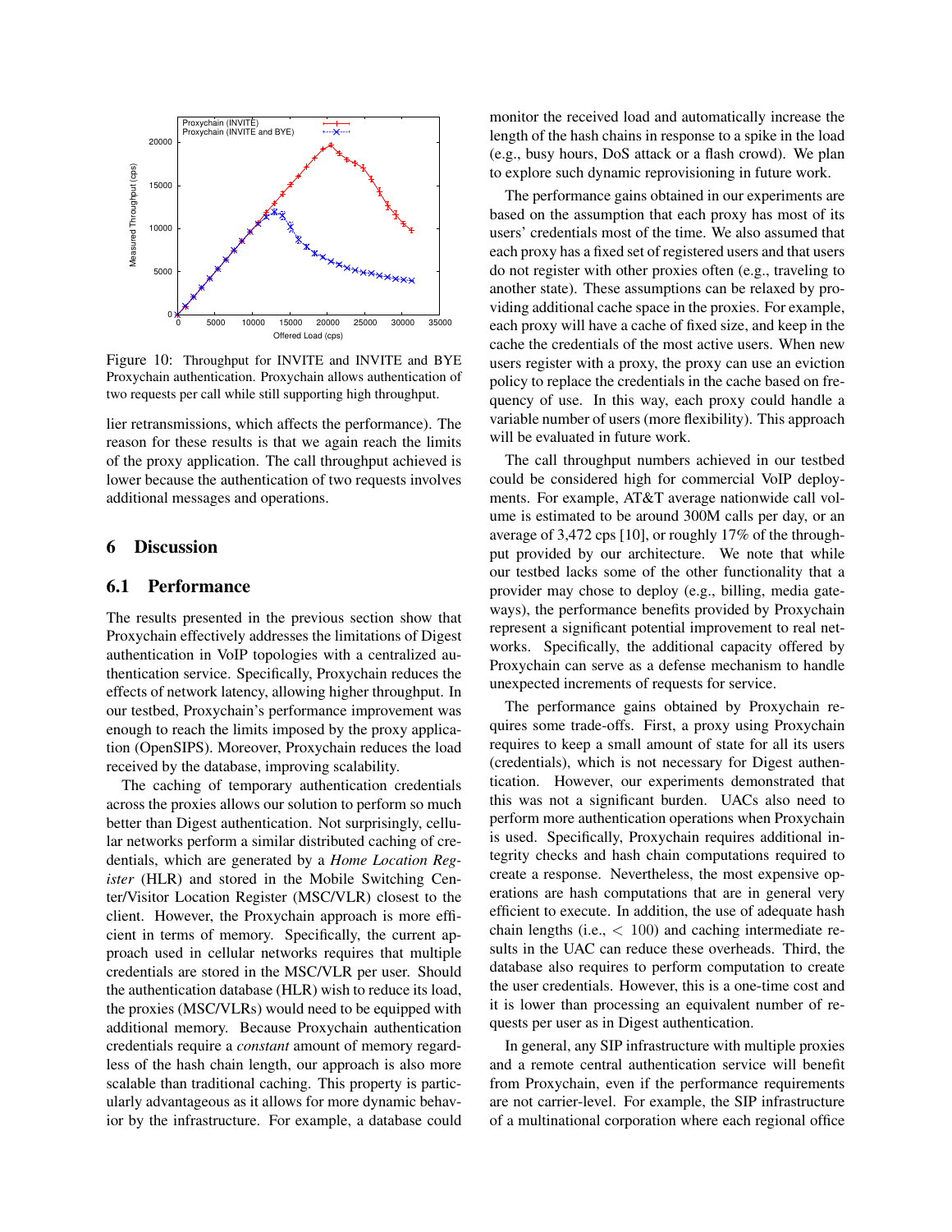Figure 10: Throughput for INVITE and INVITE and BYE Proxychain authentication. Proxychain allows authentication of two requests per call while still supporting high throughput.

lier retransmissions, which affects the performance). The reason for these results is that we again reach the limits of the proxy application. The call throughput achieved is lower because the authentication of two requests involves additional messages and operations.

## 6 Discussion

### 6.1 Performance

The results presented in the previous section show that Proxychain effectively addresses the limitations of Digest authentication in VoIP topologies with a centralized authentication service. Specifically, Proxychain reduces the effects of network latency, allowing higher throughput. In our testbed, Proxychain's performance improvement was enough to reach the limits imposed by the proxy application (OpenSIPS). Moreover, Proxychain reduces the load received by the database, improving scalability.

The caching of temporary authentication credentials across the proxies allows our solution to perform so much better than Digest authentication. Not surprisingly, cellular networks perform a similar distributed caching of credentials, which are generated by a *Home Location Register* (HLR) and stored in the Mobile Switching Center/Visitor Location Register (MSC/VLR) closest to the client. However, the Proxychain approach is more efficient in terms of memory. Specifically, the current approach used in cellular networks requires that multiple credentials are stored in the MSC/VLR per user. Should the authentication database (HLR) wish to reduce its load, the proxies (MSC/VLRs) would need to be equipped with additional memory. Because Proxychain authentication credentials require a *constant* amount of memory regardless of the hash chain length, our approach is also more scalable than traditional caching. This property is particularly advantageous as it allows for more dynamic behavior by the infrastructure. For example, a database could monitor the received load and automatically increase the length of the hash chains in response to a spike in the load (e.g., busy hours, DoS attack or a flash crowd). We plan to explore such dynamic reprovisioning in future work.

The performance gains obtained in our experiments are based on the assumption that each proxy has most of its users' credentials most of the time. We also assumed that each proxy has a fixed set of registered users and that users do not register with other proxies often (e.g., traveling to another state). These assumptions can be relaxed by providing additional cache space in the proxies. For example, each proxy will have a cache of fixed size, and keep in the cache the credentials of the most active users. When new users register with a proxy, the proxy can use an eviction policy to replace the credentials in the cache based on frequency of use. In this way, each proxy could handle a variable number of users (more flexibility). This approach will be evaluated in future work.

The call throughput numbers achieved in our testbed could be considered high for commercial VoIP deployments. For example, AT&T average nationwide call volume is estimated to be around 300M calls per day, or an average of 3,472 cps [10], or roughly 17% of the throughput provided by our architecture. We note that while our testbed lacks some of the other functionality that a provider may chose to deploy (e.g., billing, media gateways), the performance benefits provided by Proxychain represent a significant potential improvement to real networks. Specifically, the additional capacity offered by Proxychain can serve as a defense mechanism to handle unexpected increments of requests for service.

The performance gains obtained by Proxychain requires some trade-offs. First, a proxy using Proxychain requires to keep a small amount of state for all its users (credentials), which is not necessary for Digest authentication. However, our experiments demonstrated that this was not a significant burden. UACs also need to perform more authentication operations when Proxychain is used. Specifically, Proxychain requires additional integrity checks and hash chain computations required to create a response. Nevertheless, the most expensive operations are hash computations that are in general very efficient to execute. In addition, the use of adequate hash chain lengths (i.e., $< 100$) and caching intermediate results in the UAC can reduce these overheads. Third, the database also requires to perform computation to create the user credentials. However, this is a one-time cost and it is lower than processing an equivalent number of requests per user as in Digest authentication.

In general, any SIP infrastructure with multiple proxies and a remote central authentication service will benefit from Proxychain, even if the performance requirements are not carrier-level. For example, the SIP infrastructure of a multinational corporation where each regional office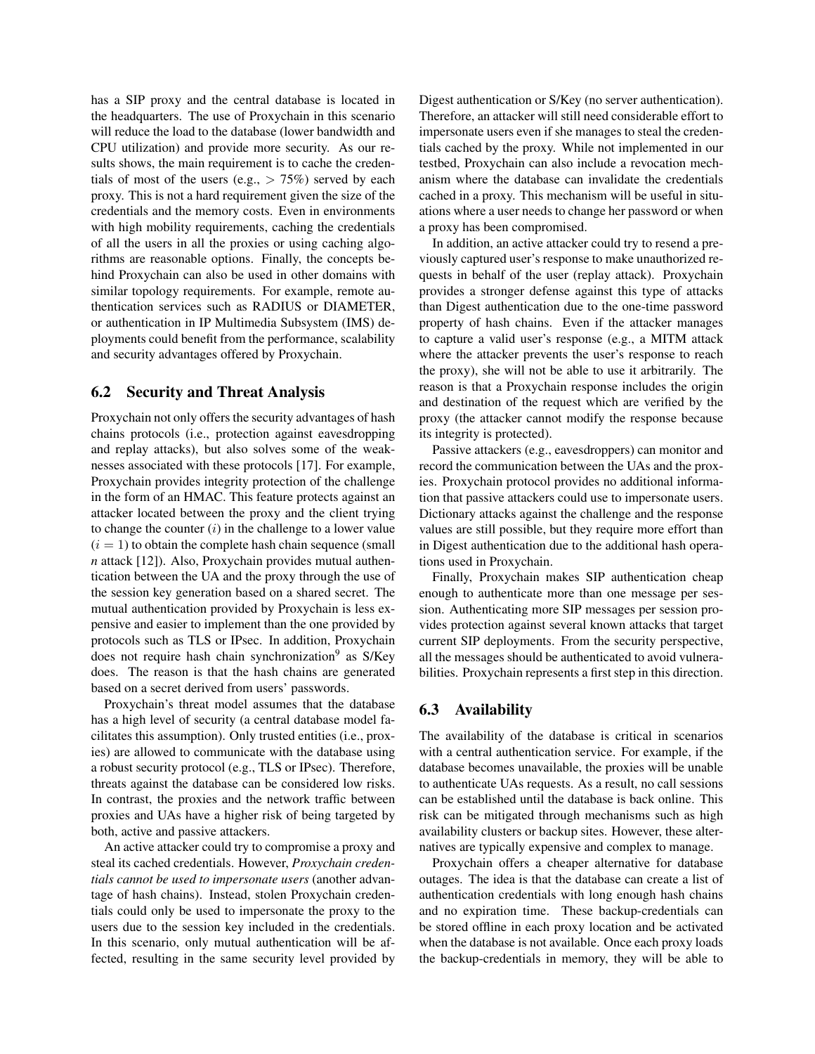has a SIP proxy and the central database is located in the headquarters. The use of Proxychain in this scenario will reduce the load to the database (lower bandwidth and CPU utilization) and provide more security. As our results shows, the main requirement is to cache the credentials of most of the users (e.g., $> 75\%$) served by each proxy. This is not a hard requirement given the size of the credentials and the memory costs. Even in environments with high mobility requirements, caching the credentials of all the users in all the proxies or using caching algorithms are reasonable options. Finally, the concepts behind Proxychain can also be used in other domains with similar topology requirements. For example, remote authentication services such as RADIUS or DIAMETER, or authentication in IP Multimedia Subsystem (IMS) deployments could benefit from the performance, scalability and security advantages offered by Proxychain.

## 6.2 Security and Threat Analysis

Proxychain not only offers the security advantages of hash chains protocols (i.e., protection against eavesdropping and replay attacks), but also solves some of the weaknesses associated with these protocols [17]. For example, Proxychain provides integrity protection of the challenge in the form of an HMAC. This feature protects against an attacker located between the proxy and the client trying to change the counter ($i$) in the challenge to a lower value ($i = 1$) to obtain the complete hash chain sequence (small *n* attack [12]). Also, Proxychain provides mutual authentication between the UA and the proxy through the use of the session key generation based on a shared secret. The mutual authentication provided by Proxychain is less expensive and easier to implement than the one provided by protocols such as TLS or IPsec. In addition, Proxychain does not require hash chain synchronization[9] as S/Key does. The reason is that the hash chains are generated based on a secret derived from users' passwords.

Proxychain's threat model assumes that the database has a high level of security (a central database model facilitates this assumption). Only trusted entities (i.e., proxies) are allowed to communicate with the database using a robust security protocol (e.g., TLS or IPsec). Therefore, threats against the database can be considered low risks. In contrast, the proxies and the network traffic between proxies and UAs have a higher risk of being targeted by both, active and passive attackers.

An active attacker could try to compromise a proxy and steal its cached credentials. However, *Proxychain credentials cannot be used to impersonate users* (another advantage of hash chains). Instead, stolen Proxychain credentials could only be used to impersonate the proxy to the users due to the session key included in the credentials. In this scenario, only mutual authentication will be affected, resulting in the same security level provided by Digest authentication or S/Key (no server authentication). Therefore, an attacker will still need considerable effort to impersonate users even if she manages to steal the credentials cached by the proxy. While not implemented in our testbed, Proxychain can also include a revocation mechanism where the database can invalidate the credentials cached in a proxy. This mechanism will be useful in situations where a user needs to change her password or when a proxy has been compromised.

In addition, an active attacker could try to resend a previously captured user's response to make unauthorized requests in behalf of the user (replay attack). Proxychain provides a stronger defense against this type of attacks than Digest authentication due to the one-time password property of hash chains. Even if the attacker manages to capture a valid user's response (e.g., a MITM attack where the attacker prevents the user's response to reach the proxy), she will not be able to use it arbitrarily. The reason is that a Proxychain response includes the origin and destination of the request which are verified by the proxy (the attacker cannot modify the response because its integrity is protected).

Passive attackers (e.g., eavesdroppers) can monitor and record the communication between the UAs and the proxies. Proxychain protocol provides no additional information that passive attackers could use to impersonate users. Dictionary attacks against the challenge and the response values are still possible, but they require more effort than in Digest authentication due to the additional hash operations used in Proxychain.

Finally, Proxychain makes SIP authentication cheap enough to authenticate more than one message per session. Authenticating more SIP messages per session provides protection against several known attacks that target current SIP deployments. From the security perspective, all the messages should be authenticated to avoid vulnerabilities. Proxychain represents a first step in this direction.

## 6.3 Availability

The availability of the database is critical in scenarios with a central authentication service. For example, if the database becomes unavailable, the proxies will be unable to authenticate UAs requests. As a result, no call sessions can be established until the database is back online. This risk can be mitigated through mechanisms such as high availability clusters or backup sites. However, these alternatives are typically expensive and complex to manage.

Proxychain offers a cheaper alternative for database outages. The idea is that the database can create a list of authentication credentials with long enough hash chains and no expiration time. These backup-credentials can be stored offline in each proxy location and be activated when the database is not available. Once each proxy loads the backup-credentials in memory, they will be able to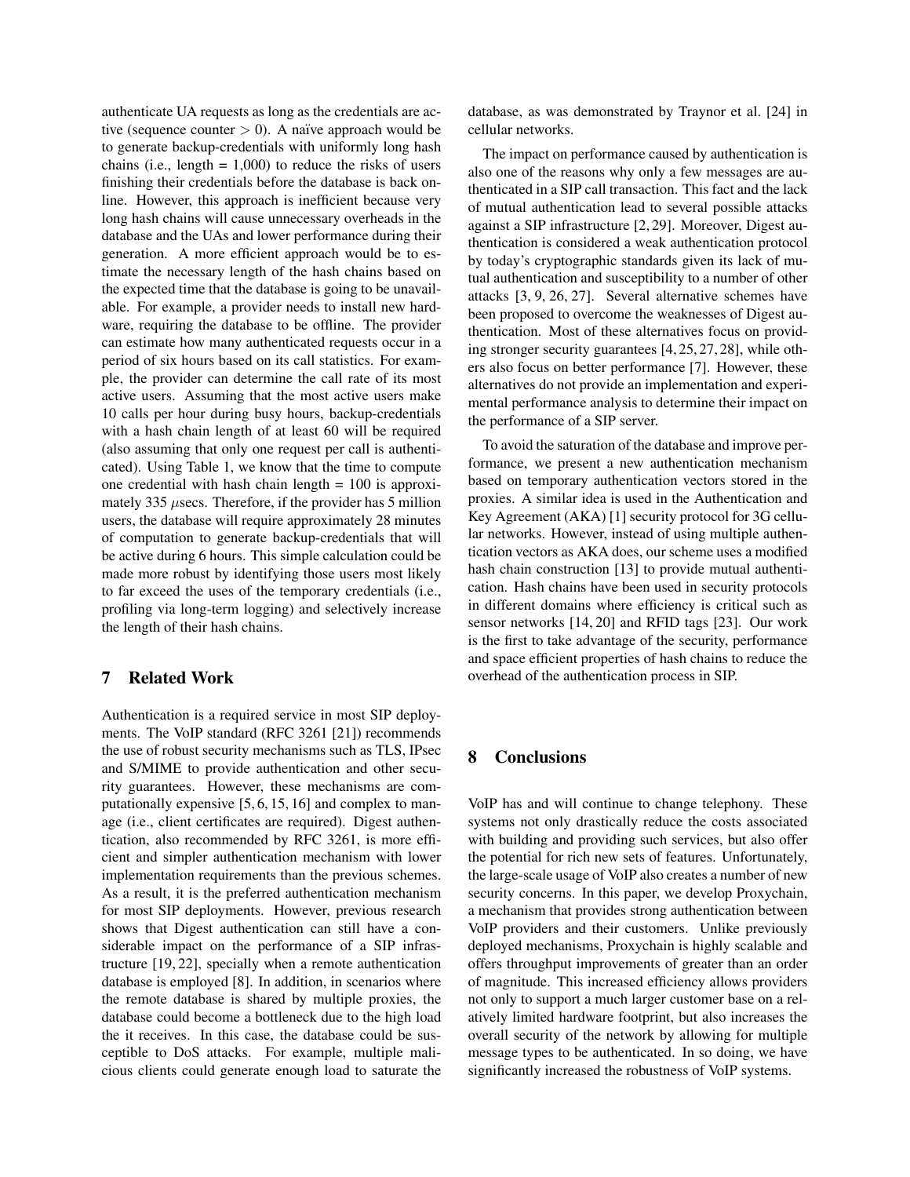authenticate UA requests as long as the credentials are active (sequence counter $> 0$). A naïve approach would be to generate backup-credentials with uniformly long hash chains (i.e., length = 1,000) to reduce the risks of users finishing their credentials before the database is back online. However, this approach is inefficient because very long hash chains will cause unnecessary overheads in the database and the UAs and lower performance during their generation. A more efficient approach would be to estimate the necessary length of the hash chains based on the expected time that the database is going to be unavailable. For example, a provider needs to install new hardware, requiring the database to be offline. The provider can estimate how many authenticated requests occur in a period of six hours based on its call statistics. For example, the provider can determine the call rate of its most active users. Assuming that the most active users make 10 calls per hour during busy hours, backup-credentials with a hash chain length of at least 60 will be required (also assuming that only one request per call is authenticated). Using Table 1, we know that the time to compute one credential with hash chain length = 100 is approximately 335 $\mu$secs. Therefore, if the provider has 5 million users, the database will require approximately 28 minutes of computation to generate backup-credentials that will be active during 6 hours. This simple calculation could be made more robust by identifying those users most likely to far exceed the uses of the temporary credentials (i.e., profiling via long-term logging) and selectively increase the length of their hash chains.

## 7 Related Work

Authentication is a required service in most SIP deployments. The VoIP standard (RFC 3261 [21]) recommends the use of robust security mechanisms such as TLS, IPsec and S/MIME to provide authentication and other security guarantees. However, these mechanisms are computationally expensive [5, 6, 15, 16] and complex to manage (i.e., client certificates are required). Digest authentication, also recommended by RFC 3261, is more efficient and simpler authentication mechanism with lower implementation requirements than the previous schemes. As a result, it is the preferred authentication mechanism for most SIP deployments. However, previous research shows that Digest authentication can still have a considerable impact on the performance of a SIP infrastructure [19, 22], specially when a remote authentication database is employed [8]. In addition, in scenarios where the remote database is shared by multiple proxies, the database could become a bottleneck due to the high load the it receives. In this case, the database could be susceptible to DoS attacks. For example, multiple malicious clients could generate enough load to saturate the database, as was demonstrated by Traynor et al. [24] in cellular networks.

The impact on performance caused by authentication is also one of the reasons why only a few messages are authenticated in a SIP call transaction. This fact and the lack of mutual authentication lead to several possible attacks against a SIP infrastructure [2, 29]. Moreover, Digest authentication is considered a weak authentication protocol by today's cryptographic standards given its lack of mutual authentication and susceptibility to a number of other attacks [3, 9, 26, 27]. Several alternative schemes have been proposed to overcome the weaknesses of Digest authentication. Most of these alternatives focus on providing stronger security guarantees [4, 25, 27, 28], while others also focus on better performance [7]. However, these alternatives do not provide an implementation and experimental performance analysis to determine their impact on the performance of a SIP server.

To avoid the saturation of the database and improve performance, we present a new authentication mechanism based on temporary authentication vectors stored in the proxies. A similar idea is used in the Authentication and Key Agreement (AKA) [1] security protocol for 3G cellular networks. However, instead of using multiple authentication vectors as AKA does, our scheme uses a modified hash chain construction [13] to provide mutual authentication. Hash chains have been used in security protocols in different domains where efficiency is critical such as sensor networks [14, 20] and RFID tags [23]. Our work is the first to take advantage of the security, performance and space efficient properties of hash chains to reduce the overhead of the authentication process in SIP.

## 8 Conclusions

VoIP has and will continue to change telephony. These systems not only drastically reduce the costs associated with building and providing such services, but also offer the potential for rich new sets of features. Unfortunately, the large-scale usage of VoIP also creates a number of new security concerns. In this paper, we develop Proxychain, a mechanism that provides strong authentication between VoIP providers and their customers. Unlike previously deployed mechanisms, Proxychain is highly scalable and offers throughput improvements of greater than an order of magnitude. This increased efficiency allows providers not only to support a much larger customer base on a relatively limited hardware footprint, but also increases the overall security of the network by allowing for multiple message types to be authenticated. In so doing, we have significantly increased the robustness of VoIP systems.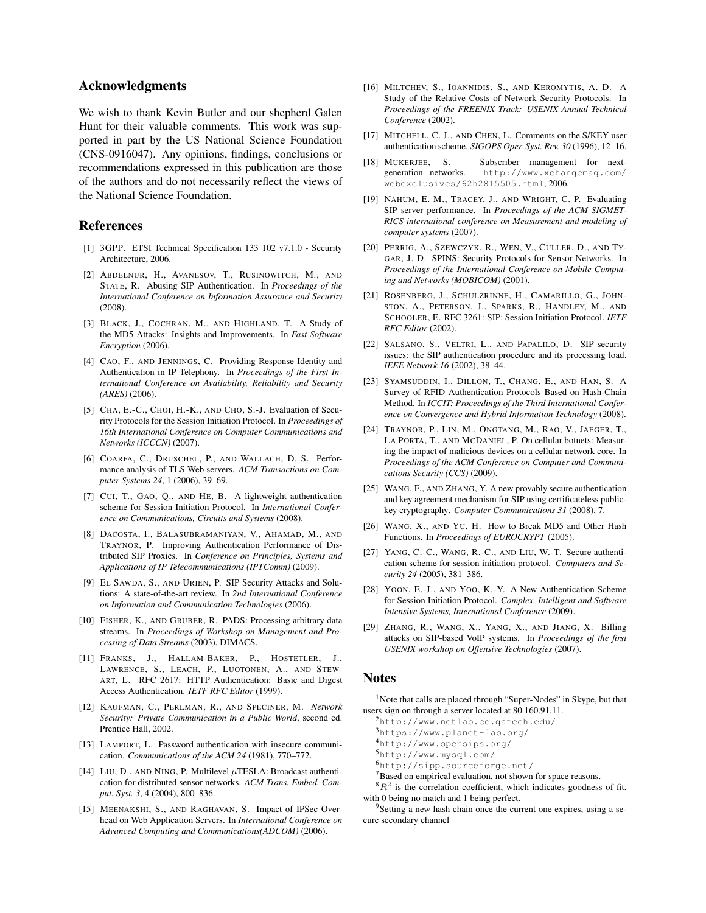## Acknowledgments

We wish to thank Kevin Butler and our shepherd Galen Hunt for their valuable comments. This work was supported in part by the US National Science Foundation (CNS-0916047). Any opinions, findings, conclusions or recommendations expressed in this publication are those of the authors and do not necessarily reflect the views of the National Science Foundation.

## References

[1] 3GPP. ETSI Technical Specification 133 102 v7.1.0 - Security Architecture, 2006.

[2] ABDELNUR, H., AVANESOV, T., RUSINOWITCH, M., AND STATE, R. Abusing SIP Authentication. In *Proceedings of the International Conference on Information Assurance and Security* (2008).

[3] BLACK, J., COCHRAN, M., AND HIGHLAND, T. A Study of the MD5 Attacks: Insights and Improvements. In *Fast Software Encryption* (2006).

[4] CAO, F., AND JENNINGS, C. Providing Response Identity and Authentication in IP Telephony. In *Proceedings of the First International Conference on Availability, Reliability and Security (ARES)* (2006).

[5] CHA, E.-C., CHOI, H.-K., AND CHO, S.-J. Evaluation of Security Protocols for the Session Initiation Protocol. In *Proceedings of 16th International Conference on Computer Communications and Networks (ICCCN)* (2007).

[6] COARFA, C., DRUSCHEL, P., AND WALLACH, D. S. Performance analysis of TLS Web servers. *ACM Transactions on Computer Systems 24*, 1 (2006), 39–69.

[7] CUI, T., GAO, Q., AND HE, B. A lightweight authentication scheme for Session Initiation Protocol. In *International Conference on Communications, Circuits and Systems* (2008).

[8] DACOSTA, I., BALASUBRAMANIYAN, V., AHAMAD, M., AND TRAYNOR, P. Improving Authentication Performance of Distributed SIP Proxies. In *Conference on Principles, Systems and Applications of IP Telecommunications (IPTComm)* (2009).

[9] EL SAWDA, S., AND URIEN, P. SIP Security Attacks and Solutions: A state-of-the-art review. In *2nd International Conference on Information and Communication Technologies* (2006).

[10] FISHER, K., AND GRUBER, R. PADS: Processing arbitrary data streams. In *Proceedings of Workshop on Management and Processing of Data Streams* (2003), DIMACS.

[11] FRANKS, J., HALLAM-BAKER, P., HOSTETLER, J., LAWRENCE, S., LEACH, P., LUOTONEN, A., AND STEWART, L. RFC 2617: HTTP Authentication: Basic and Digest Access Authentication. *IETF RFC Editor* (1999).

[12] KAUFMAN, C., PERLMAN, R., AND SPECINER, M. *Network Security: Private Communication in a Public World*, second ed. Prentice Hall, 2002.

[13] LAMPORT, L. Password authentication with insecure communication. *Communications of the ACM 24* (1981), 770–772.

[14] LIU, D., AND NING, P. Multilevel $\mu$TESLA: Broadcast authentication for distributed sensor networks. *ACM Trans. Embed. Comput. Syst. 3*, 4 (2004), 800–836.

[15] MEENAKSHI, S., AND RAGHAVAN, S. Impact of IPSec Overhead on Web Application Servers. In *International Conference on Advanced Computing and Communications(ADCOM)* (2006).

[16] MILTCHEV, S., IOANNIDIS, S., AND KEROMYTIS, A. D. A Study of the Relative Costs of Network Security Protocols. In *Proceedings of the FREENIX Track: USENIX Annual Technical Conference* (2002).

[17] MITCHELL, C. J., AND CHEN, L. Comments on the S/KEY user authentication scheme. *SIGOPS Oper. Syst. Rev. 30* (1996), 12–16.

[18] MUKERJEE, S. Subscriber management for next-generation networks. http://www.xchangemag.com/webexclusives/62h2815505.html, 2006.

[19] NAHUM, E. M., TRACEY, J., AND WRIGHT, C. P. Evaluating SIP server performance. In *Proceedings of the ACM SIGMETRICS international conference on Measurement and modeling of computer systems* (2007).

[20] PERRIG, A., SZEWCZYK, R., WEN, V., CULLER, D., AND TYGAR, J. D. SPINS: Security Protocols for Sensor Networks. In *Proceedings of the International Conference on Mobile Computing and Networks (MOBICOM)* (2001).

[21] ROSENBERG, J., SCHULZRINNE, H., CAMARILLO, G., JOHNSTON, A., PETERSON, J., SPARKS, R., HANDLEY, M., AND SCHOOLER, E. RFC 3261: SIP: Session Initiation Protocol. *IETF RFC Editor* (2002).

[22] SALSANO, S., VELTRI, L., AND PAPALILO, D. SIP security issues: the SIP authentication procedure and its processing load. *IEEE Network 16* (2002), 38–44.

[23] SYAMSUDDIN, I., DILLON, T., CHANG, E., AND HAN, S. A Survey of RFID Authentication Protocols Based on Hash-Chain Method. In *ICCIT: Proceedings of the Third International Conference on Convergence and Hybrid Information Technology* (2008).

[24] TRAYNOR, P., LIN, M., ONGTANG, M., RAO, V., JAEGER, T., LA PORTA, T., AND MCDANIEL, P. On cellular botnets: Measuring the impact of malicious devices on a cellular network core. In *Proceedings of the ACM Conference on Computer and Communications Security (CCS)* (2009).

[25] WANG, F., AND ZHANG, Y. A new provably secure authentication and key agreement mechanism for SIP using certificateless public-key cryptography. *Computer Communications 31* (2008), 7.

[26] WANG, X., AND YU, H. How to Break MD5 and Other Hash Functions. In *Proceedings of EUROCRYPT* (2005).

[27] YANG, C.-C., WANG, R.-C., AND LIU, W.-T. Secure authentication scheme for session initiation protocol. *Computers and Security 24* (2005), 381–386.

[28] YOON, E.-J., AND YOO, K.-Y. A New Authentication Scheme for Session Initiation Protocol. *Complex, Intelligent and Software Intensive Systems, International Conference* (2009).

[29] ZHANG, R., WANG, X., YANG, X., AND JIANG, X. Billing attacks on SIP-based VoIP systems. In *Proceedings of the first USENIX workshop on Offensive Technologies* (2007).

## Notes

[1] Note that calls are placed through "Super-Nodes" in Skype, but that users sign on through a server located at 80.160.91.11.

[2] http://www.netlab.cc.gatech.edu/

[3] https://www.planet-lab.org/

[4] http://www.opensips.org/

[5] http://www.mysql.com/

[6] http://sipp.sourceforge.net/

[7] Based on empirical evaluation, not shown for space reasons.

[8] $R^2$ is the correlation coefficient, which indicates goodness of fit, with 0 being no match and 1 being perfect.

[9] Setting a new hash chain once the current one expires, using a secure secondary channel